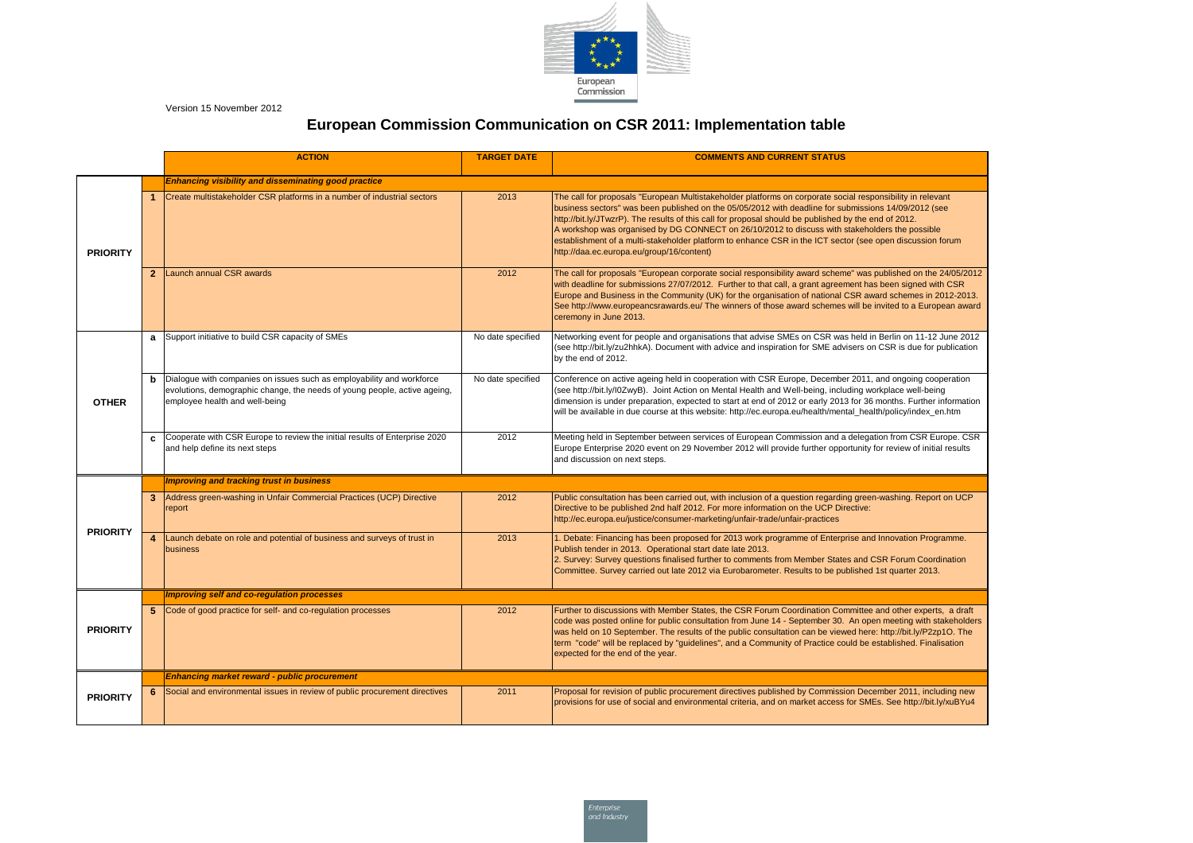Version 15 November 2012

# European Commission Communication on CSR 2011: Implementation table

| | | ACTION | TARGET DATE | COMMENTS AND CURRENT STATUS |
|---|---|---|---|---|
| | | ***Enhancing visibility and disseminating good practice*** | | |
| **PRIORITY** | **1** | Create multistakeholder CSR platforms in a number of industrial sectors | 2013 | The call for proposals "European Multistakeholder platforms on corporate social responsibility in relevant business sectors" was been published on the 05/05/2012 with deadline for submissions 14/09/2012 (see http://bit.ly/JTwzrP). The results of this call for proposal should be published by the end of 2012. A workshop was organised by DG CONNECT on 26/10/2012 to discuss with stakeholders the possible establishment of a multi-stakeholder platform to enhance CSR in the ICT sector (see open discussion forum http://daa.ec.europa.eu/group/16/content) |
| | **2** | Launch annual CSR awards | 2012 | The call for proposals "European corporate social responsibility award scheme" was published on the 24/05/2012 with deadline for submissions 27/07/2012. Further to that call, a grant agreement has been signed with CSR Europe and Business in the Community (UK) for the organisation of national CSR award schemes in 2012-2013. See http://www.europeancsrawards.eu/ The winners of those award schemes will be invited to a European award ceremony in June 2013. |
| **OTHER** | **a** | Support initiative to build CSR capacity of SMEs | No date specified | Networking event for people and organisations that advise SMEs on CSR was held in Berlin on 11-12 June 2012 (see http://bit.ly/zu2hhkA). Document with advice and inspiration for SME advisers on CSR is due for publication by the end of 2012. |
| | **b** | Dialogue with companies on issues such as employability and workforce evolutions, demographic change, the needs of young people, active ageing, employee health and well-being | No date specified | Conference on active ageing held in cooperation with CSR Europe, December 2011, and ongoing cooperation (see http://bit.ly/I0ZwyB). Joint Action on Mental Health and Well-being, including workplace well-being dimension is under preparation, expected to start at end of 2012 or early 2013 for 36 months. Further information will be available in due course at this website: http://ec.europa.eu/health/mental_health/policy/index_en.htm |
| | **c** | Cooperate with CSR Europe to review the initial results of Enterprise 2020 and help define its next steps | 2012 | Meeting held in September between services of European Commission and a delegation from CSR Europe. CSR Europe Enterprise 2020 event on 29 November 2012 will provide further opportunity for review of initial results and discussion on next steps. |
| | | ***Improving and tracking trust in business*** | | |
| **PRIORITY** | **3** | Address green-washing in Unfair Commercial Practices (UCP) Directive report | 2012 | Public consultation has been carried out, with inclusion of a question regarding green-washing. Report on UCP Directive to be published 2nd half 2012. For more information on the UCP Directive: http://ec.europa.eu/justice/consumer-marketing/unfair-trade/unfair-practices |
| | **4** | Launch debate on role and potential of business and surveys of trust in business | 2013 | 1. Debate: Financing has been proposed for 2013 work programme of Enterprise and Innovation Programme. Publish tender in 2013. Operational start date late 2013.<br>2. Survey: Survey questions finalised further to comments from Member States and CSR Forum Coordination Committee. Survey carried out late 2012 via Eurobarometer. Results to be published 1st quarter 2013. |
| | | ***Improving self and co-regulation processes*** | | |
| **PRIORITY** | **5** | Code of good practice for self- and co-regulation processes | 2012 | Further to discussions with Member States, the CSR Forum Coordination Committee and other experts, a draft code was posted online for public consultation from June 14 - September 30. An open meeting with stakeholders was held on 10 September. The results of the public consultation can be viewed here: http://bit.ly/P2zp1O. The term "code" will be replaced by "guidelines", and a Community of Practice could be established. Finalisation expected for the end of the year. |
| | | ***Enhancing market reward - public procurement*** | | |
| **PRIORITY** | **6** | Social and environmental issues in review of public procurement directives | 2011 | Proposal for revision of public procurement directives published by Commission December 2011, including new provisions for use of social and environmental criteria, and on market access for SMEs. See http://bit.ly/xuBYu4 |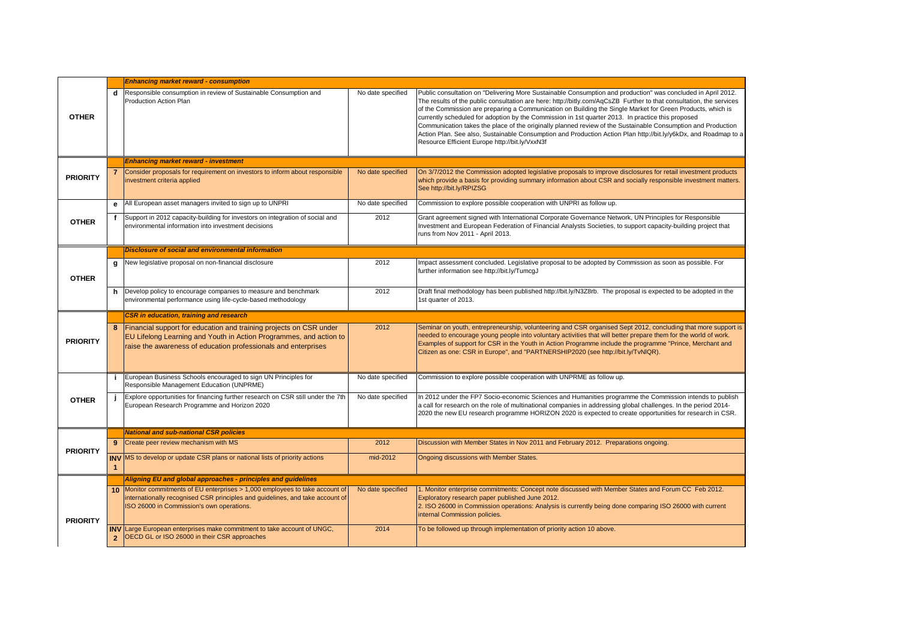| | | | | |
|---|---|---|---|---|
| | | ***Enhancing market reward - consumption*** | | |
| **OTHER** | **d** | Responsible consumption in review of Sustainable Consumption and Production Action Plan | No date specified | Public consultation on "Delivering More Sustainable Consumption and production" was concluded in April 2012. The results of the public consultation are here: http://bitly.com/AqCsZB Further to that consultation, the services of the Commission are preparing a Communication on Building the Single Market for Green Products, which is currently scheduled for adoption by the Commission in 1st quarter 2013. In practice this proposed Communication takes the place of the originally planned review of the Sustainable Consumption and Production Action Plan. See also, Sustainable Consumption and Production Action Plan http://bit.ly/y6kDx, and Roadmap to a Resource Efficient Europe http://bit.ly/VxxN3f |
| | | ***Enhancing market reward - investment*** | | |
| **PRIORITY** | **7** | Consider proposals for requirement on investors to inform about responsible investment criteria applied | No date specified | On 3/7/2012 the Commission adopted legislative proposals to improve disclosures for retail investment products which provide a basis for providing summary information about CSR and socially responsible investment matters. See http://bit.ly/RPIZSG |
| **OTHER** | **e** | All European asset managers invited to sign up to UNPRI | No date specified | Commission to explore possible cooperation with UNPRI as follow up. |
| | **f** | Support in 2012 capacity-building for investors on integration of social and environmental information into investment decisions | 2012 | Grant agreement signed with International Corporate Governance Network, UN Principles for Responsible Investment and European Federation of Financial Analysts Societies, to support capacity-building project that runs from Nov 2011 - April 2013. |
| | | ***Disclosure of social and environmental information*** | | |
| **OTHER** | **g** | New legislative proposal on non-financial disclosure | 2012 | Impact assessment concluded. Legislative proposal to be adopted by Commission as soon as possible. For further information see http://bit.ly/TumcgJ |
| | **h** | Develop policy to encourage companies to measure and benchmark environmental performance using life-cycle-based methodology | 2012 | Draft final methodology has been published http://bit.ly/N3Z8rb. The proposal is expected to be adopted in the 1st quarter of 2013. |
| | | ***CSR in education, training and research*** | | |
| **PRIORITY** | **8** | Financial support for education and training projects on CSR under EU Lifelong Learning and Youth in Action Programmes, and action to raise the awareness of education professionals and enterprises | 2012 | Seminar on youth, entrepreneurship, volunteering and CSR organised Sept 2012, concluding that more support is needed to encourage young people into voluntary activities that will better prepare them for the world of work. Examples of support for CSR in the Youth in Action Programme include the programme "Prince, Merchant and Citizen as one: CSR in Europe", and "PARTNERSHIP2020 (see http://bit.ly/TvNlQR). |
| **OTHER** | **i** | European Business Schools encouraged to sign UN Principles for Responsible Management Education (UNPRME) | No date specified | Commission to explore possible cooperation with UNPRME as follow up. |
| | **j** | Explore opportunities for financing further research on CSR still under the 7th European Research Programme and Horizon 2020 | No date specified | In 2012 under the FP7 Socio-economic Sciences and Humanities programme the Commission intends to publish a call for research on the role of multinational companies in addressing global challenges. In the period 2014-2020 the new EU research programme HORIZON 2020 is expected to create opportunities for research in CSR. |
| | | ***National and sub-national CSR policies*** | | |
| **PRIORITY** | **9** | Create peer review mechanism with MS | 2012 | Discussion with Member States in Nov 2011 and February 2012. Preparations ongoing. |
| | **INV 1** | MS to develop or update CSR plans or national lists of priority actions | mid-2012 | Ongoing discussions with Member States. |
| | | ***Aligning EU and global approaches - principles and guidelines*** | | |
| **PRIORITY** | **10** | Monitor commitments of EU enterprises > 1,000 employees to take account of internationally recognised CSR principles and guidelines, and take account of ISO 26000 in Commission's own operations. | No date specified | 1. Monitor enterprise commitments: Concept note discussed with Member States and Forum CC Feb 2012. Exploratory research paper published June 2012.<br>2. ISO 26000 in Commission operations: Analysis is currently being done comparing ISO 26000 with current internal Commission policies. |
| | **INV 2** | Large European enterprises make commitment to take account of UNGC, OECD GL or ISO 26000 in their CSR approaches | 2014 | To be followed up through implementation of priority action 10 above. |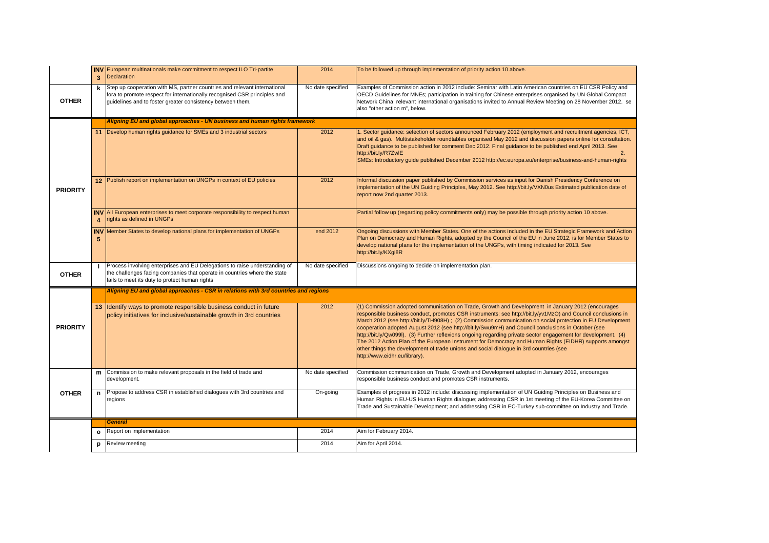| | | | | |
|---|---|---|---|---|
| | **INV 3** | European multinationals make commitment to respect ILO Tri-partite Declaration | 2014 | To be followed up through implementation of priority action 10 above. |
| **OTHER** | **k** | Step up cooperation with MS, partner countries and relevant international fora to promote respect for internationally recognised CSR principles and guidelines and to foster greater consistency between them. | No date specified | Examples of Commission action in 2012 include: Seminar with Latin American countries on EU CSR Policy and OECD Guidelines for MNEs; participation in training for Chinese enterprises organised by UN Global Compact Network China; relevant international organisations invited to Annual Review Meeting on 28 November 2012. se also "other action m", below. |
| | | ***Aligning EU and global approaches - UN business and human rights framework*** | | |
| **PRIORITY** | **11** | Develop human rights guidance for SMEs and 3 industrial sectors | 2012 | 1. Sector guidance: selection of sectors announced February 2012 (employment and recruitment agencies, ICT, and oil & gas). Multistakeholder roundtables organised May 2012 and discussion papers online for consultation. Draft guidance to be published for comment Dec 2012. Final guidance to be published end April 2013. See http://bit.ly/R7ZwlE 2. SMEs: Introductory guide published December 2012 http://ec.europa.eu/enterprise/business-and-human-rights |
| | **12** | Publish report on implementation on UNGPs in context of EU policies | 2012 | Informal discussion paper published by Commission services as input for Danish Presidency Conference on implementation of the UN Guiding Principles, May 2012. See http://bit.ly/VXN0us Estimated publication date of report now 2nd quarter 2013. |
| | **INV 4** | All European enterprises to meet corporate responsibility to respect human rights as defined in UNGPs | | Partial follow up (regarding policy commitments only) may be possible through priority action 10 above. |
| | **INV 5** | Member States to develop national plans for implementation of UNGPs | end 2012 | Ongoing discussions with Member States. One of the actions included in the EU Strategic Framework and Action Plan on Democracy and Human Rights, adopted by the Council of the EU in June 2012, is for Member States to develop national plans for the implementation of the UNGPs, with timing indicated for 2013. See http://bit.ly/KXgi8R |
| **OTHER** | **l** | Process involving enterprises and EU Delegations to raise understanding of the challenges facing companies that operate in countries where the state fails to meet its duty to protect human rights | No date specified | Discussions ongoing to decide on implementation plan. |
| | | ***Aligning EU and global approaches - CSR in relations with 3rd countries and regions*** | | |
| **PRIORITY** | **13** | Identify ways to promote responsible business conduct in future policy initiatives for inclusive/sustainable growth in 3rd countries | 2012 | (1) Commission adopted communication on Trade, Growth and Development in January 2012 (encourages responsible business conduct, promotes CSR instruments; see http://bit.ly/yv1MzO) and Council conclusions in March 2012 (see http://bit.ly/TH908H) ; (2) Commission communication on social protection in EU Development cooperation adopted August 2012 (see http://bit.ly/Swu9mH) and Council conclusions in October (see http://bit.ly/Qw099I). (3) Further reflexions ongoing regarding private sector engagement for development. (4) The 2012 Action Plan of the European Instrument for Democracy and Human Rights (EIDHR) supports amongst other things the development of trade unions and social dialogue in 3rd countries (see http://www.eidhr.eu/library). |
| **OTHER** | **m** | Commission to make relevant proposals in the field of trade and development. | No date specified | Commission communication on Trade, Growth and Development adopted in January 2012, encourages responsible business conduct and promotes CSR instruments. |
| | **n** | Propose to address CSR in established dialogues with 3rd countries and regions | On-going | Examples of progress in 2012 include: discussing implementation of UN Guiding Principles on Business and Human Rights in EU-US Human Rights dialogue; addressing CSR in 1st meeting of the EU-Korea Committee on Trade and Sustainable Development; and addressing CSR in EC-Turkey sub-committee on Industry and Trade. |
| | | ***General*** | | |
| | **o** | Report on implementation | 2014 | Aim for February 2014. |
| | **p** | Review meeting | 2014 | Aim for April 2014. |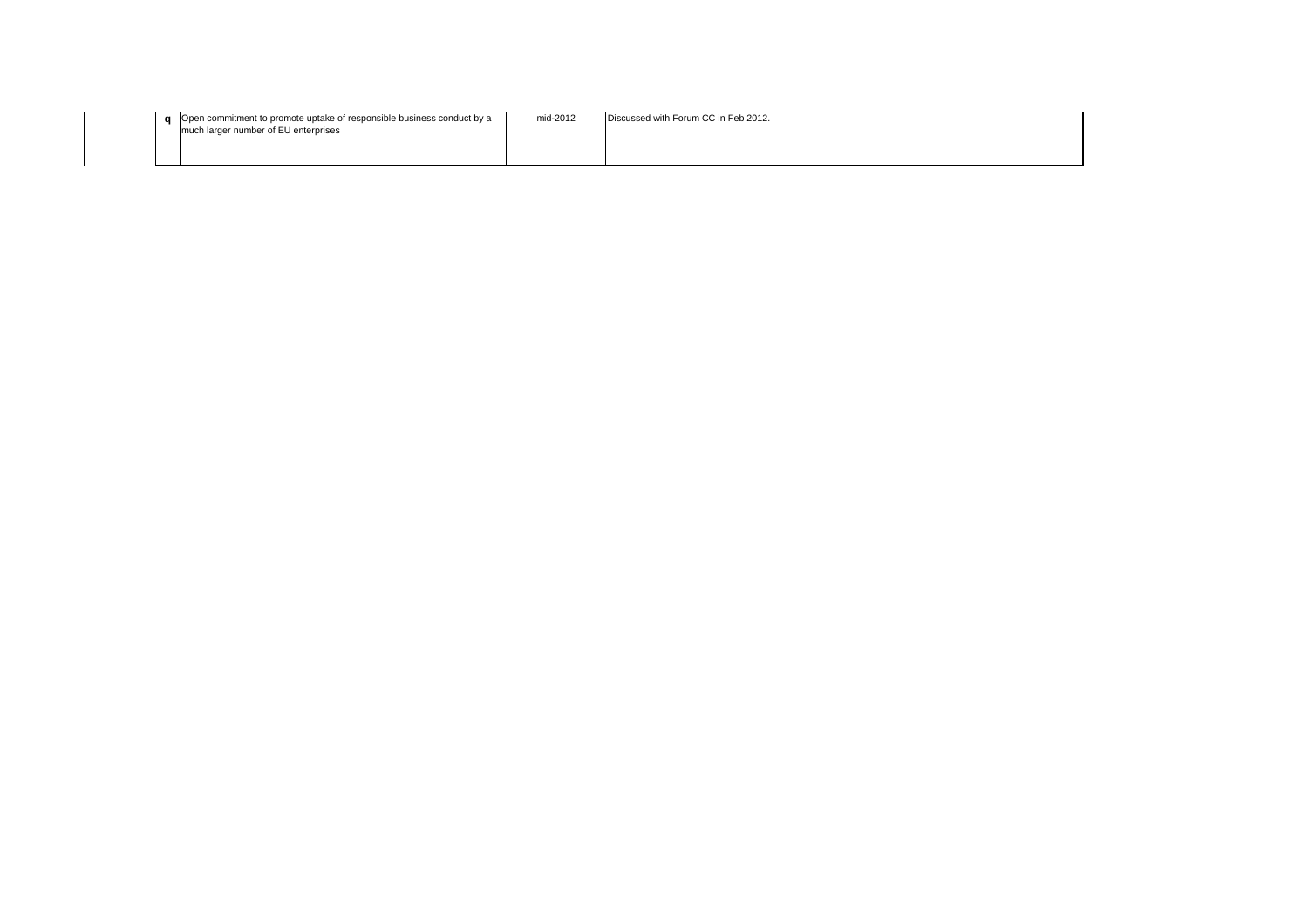| | | | |
|---|---|---|---|
| **q** | Open commitment to promote uptake of responsible business conduct by a much larger number of EU enterprises | mid-2012 | Discussed with Forum CC in Feb 2012. |